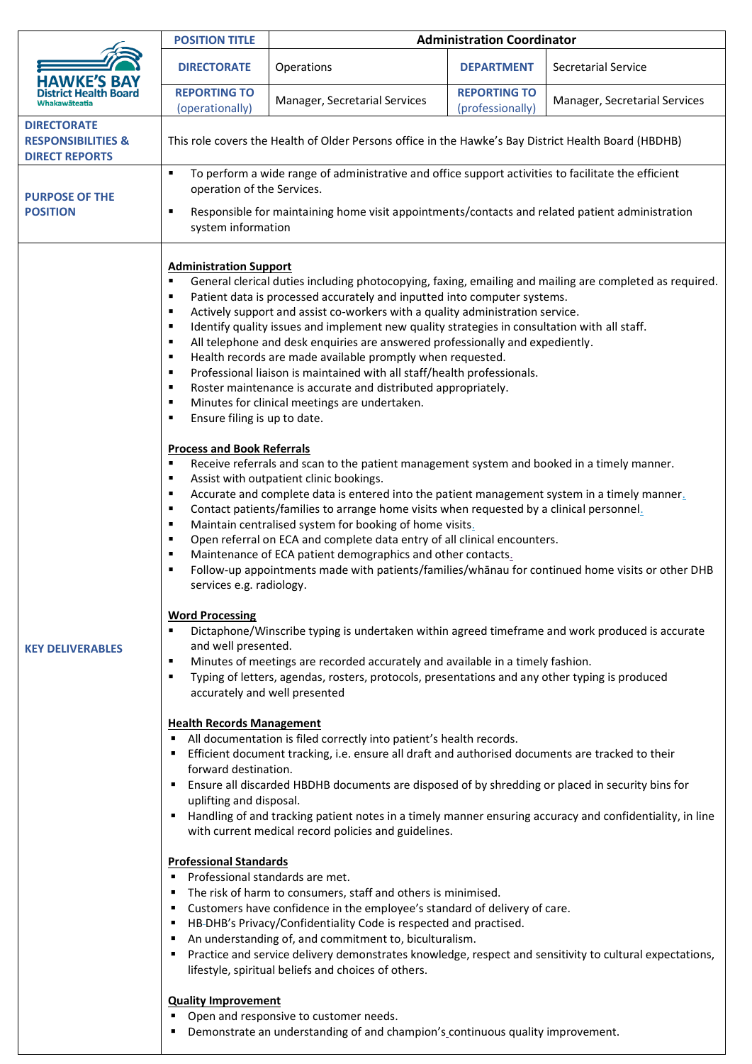| HAWKE'S BAY District Health Board Whakawāteatia | POSITION TITLE | Administration Coordinator | | |
|---|---|---|---|---|
| | DIRECTORATE | Operations | DEPARTMENT | Secretarial Service |
| | REPORTING TO (operationally) | Manager, Secretarial Services | REPORTING TO (professionally) | Manager, Secretarial Services |

| | |
|---|---|
| **DIRECTORATE RESPONSIBILITIES & DIRECT REPORTS** | This role covers the Health of Older Persons office in the Hawke's Bay District Health Board (HBDHB) |
| **PURPOSE OF THE POSITION** | ▪ To perform a wide range of administrative and office support activities to facilitate the efficient operation of the Services.<br>▪ Responsible for maintaining home visit appointments/contacts and related patient administration system information |
| **KEY DELIVERABLES** | **<u>Administration Support</u>**<br>▪ General clerical duties including photocopying, faxing, emailing and mailing are completed as required.<br>▪ Patient data is processed accurately and inputted into computer systems.<br>▪ Actively support and assist co-workers with a quality administration service.<br>▪ Identify quality issues and implement new quality strategies in consultation with all staff.<br>▪ All telephone and desk enquiries are answered professionally and expediently.<br>▪ Health records are made available promptly when requested.<br>▪ Professional liaison is maintained with all staff/health professionals.<br>▪ Roster maintenance is accurate and distributed appropriately.<br>▪ Minutes for clinical meetings are undertaken.<br>▪ Ensure filing is up to date.<br><br>**<u>Process and Book Referrals</u>**<br>▪ Receive referrals and scan to the patient management system and booked in a timely manner.<br>▪ Assist with outpatient clinic bookings.<br>▪ Accurate and complete data is entered into the patient management system in a timely manner.<br>▪ Contact patients/families to arrange home visits when requested by a clinical personnel.<br>▪ Maintain centralised system for booking of home visits.<br>▪ Open referral on ECA and complete data entry of all clinical encounters.<br>▪ Maintenance of ECA patient demographics and other contacts.<br>▪ Follow-up appointments made with patients/families/whānau for continued home visits or other DHB services e.g. radiology.<br><br>**<u>Word Processing</u>**<br>▪ Dictaphone/Winscribe typing is undertaken within agreed timeframe and work produced is accurate and well presented.<br>▪ Minutes of meetings are recorded accurately and available in a timely fashion.<br>▪ Typing of letters, agendas, rosters, protocols, presentations and any other typing is produced accurately and well presented<br><br>**<u>Health Records Management</u>**<br>▪ All documentation is filed correctly into patient's health records.<br>▪ Efficient document tracking, i.e. ensure all draft and authorised documents are tracked to their forward destination.<br>▪ Ensure all discarded HBDHB documents are disposed of by shredding or placed in security bins for uplifting and disposal.<br>▪ Handling of and tracking patient notes in a timely manner ensuring accuracy and confidentiality, in line with current medical record policies and guidelines.<br><br>**<u>Professional Standards</u>**<br>▪ Professional standards are met.<br>▪ The risk of harm to consumers, staff and others is minimised.<br>▪ Customers have confidence in the employee's standard of delivery of care.<br>▪ HB-DHB's Privacy/Confidentiality Code is respected and practised.<br>▪ An understanding of, and commitment to, biculturalism.<br>▪ Practice and service delivery demonstrates knowledge, respect and sensitivity to cultural expectations, lifestyle, spiritual beliefs and choices of others.<br><br>**<u>Quality Improvement</u>**<br>▪ Open and responsive to customer needs.<br>▪ Demonstrate an understanding of and champion's continuous quality improvement. |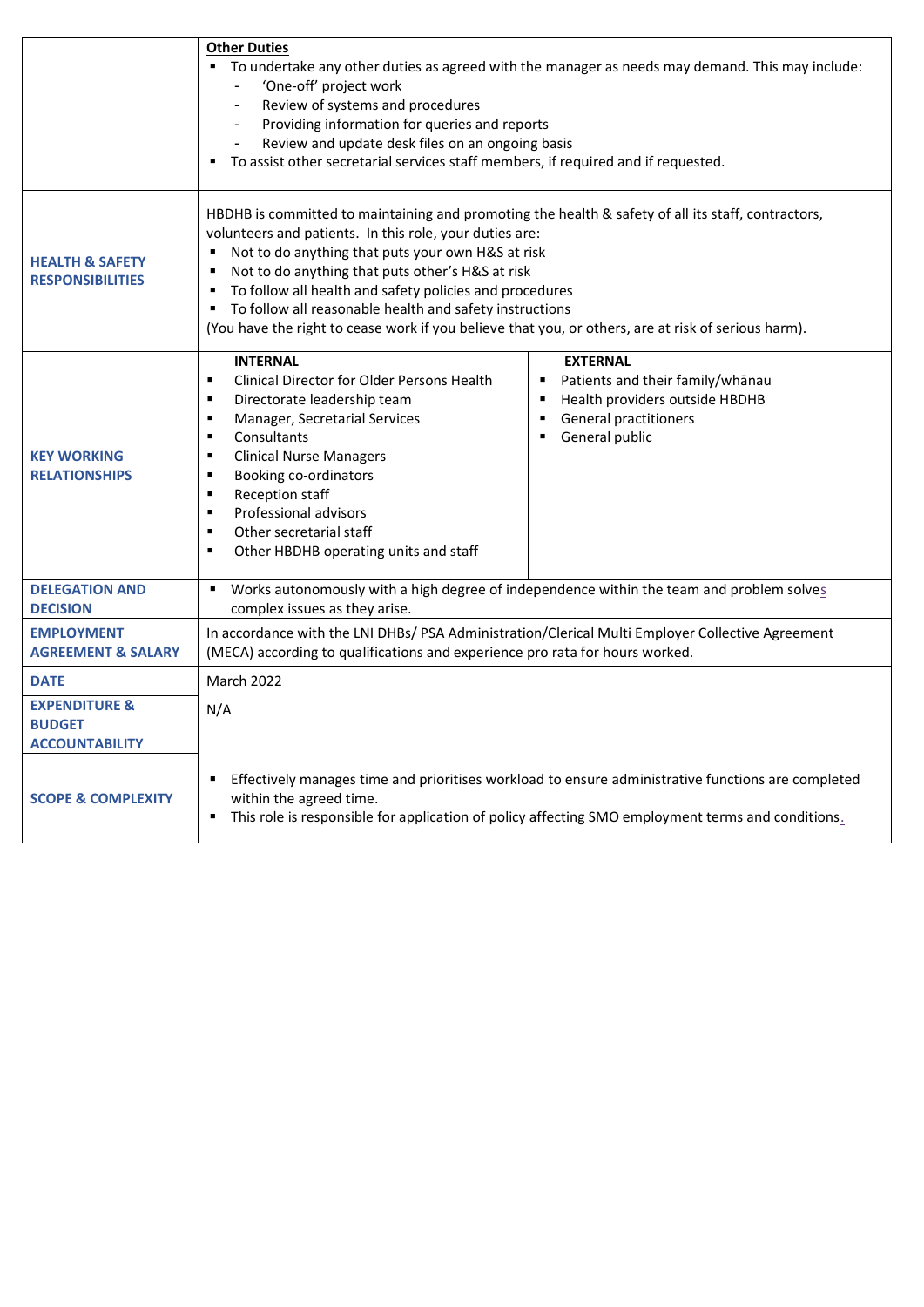| | | |
|---|---|---|
| | **Other Duties**<br>▪ To undertake any other duties as agreed with the manager as needs may demand. This may include:<br>- 'One-off' project work<br>- Review of systems and procedures<br>- Providing information for queries and reports<br>- Review and update desk files on an ongoing basis<br>▪ To assist other secretarial services staff members, if required and if requested. | |
| **HEALTH & SAFETY RESPONSIBILITIES** | HBDHB is committed to maintaining and promoting the health & safety of all its staff, contractors, volunteers and patients. In this role, your duties are:<br>▪ Not to do anything that puts your own H&S at risk<br>▪ Not to do anything that puts other's H&S at risk<br>▪ To follow all health and safety policies and procedures<br>▪ To follow all reasonable health and safety instructions<br>(You have the right to cease work if you believe that you, or others, are at risk of serious harm). | |
| **KEY WORKING RELATIONSHIPS** | **INTERNAL**<br>▪ Clinical Director for Older Persons Health<br>▪ Directorate leadership team<br>▪ Manager, Secretarial Services<br>▪ Consultants<br>▪ Clinical Nurse Managers<br>▪ Booking co-ordinators<br>▪ Reception staff<br>▪ Professional advisors<br>▪ Other secretarial staff<br>▪ Other HBDHB operating units and staff | **EXTERNAL**<br>▪ Patients and their family/whānau<br>▪ Health providers outside HBDHB<br>▪ General practitioners<br>▪ General public |
| **DELEGATION AND DECISION** | ▪ Works autonomously with a high degree of independence within the team and problem solves complex issues as they arise. | |
| **EMPLOYMENT AGREEMENT & SALARY** | In accordance with the LNI DHBs/ PSA Administration/Clerical Multi Employer Collective Agreement (MECA) according to qualifications and experience pro rata for hours worked. | |
| **DATE** | March 2022 | |
| **EXPENDITURE & BUDGET ACCOUNTABILITY** | N/A | |
| **SCOPE & COMPLEXITY** | ▪ Effectively manages time and prioritises workload to ensure administrative functions are completed within the agreed time.<br>▪ This role is responsible for application of policy affecting SMO employment terms and conditions. | |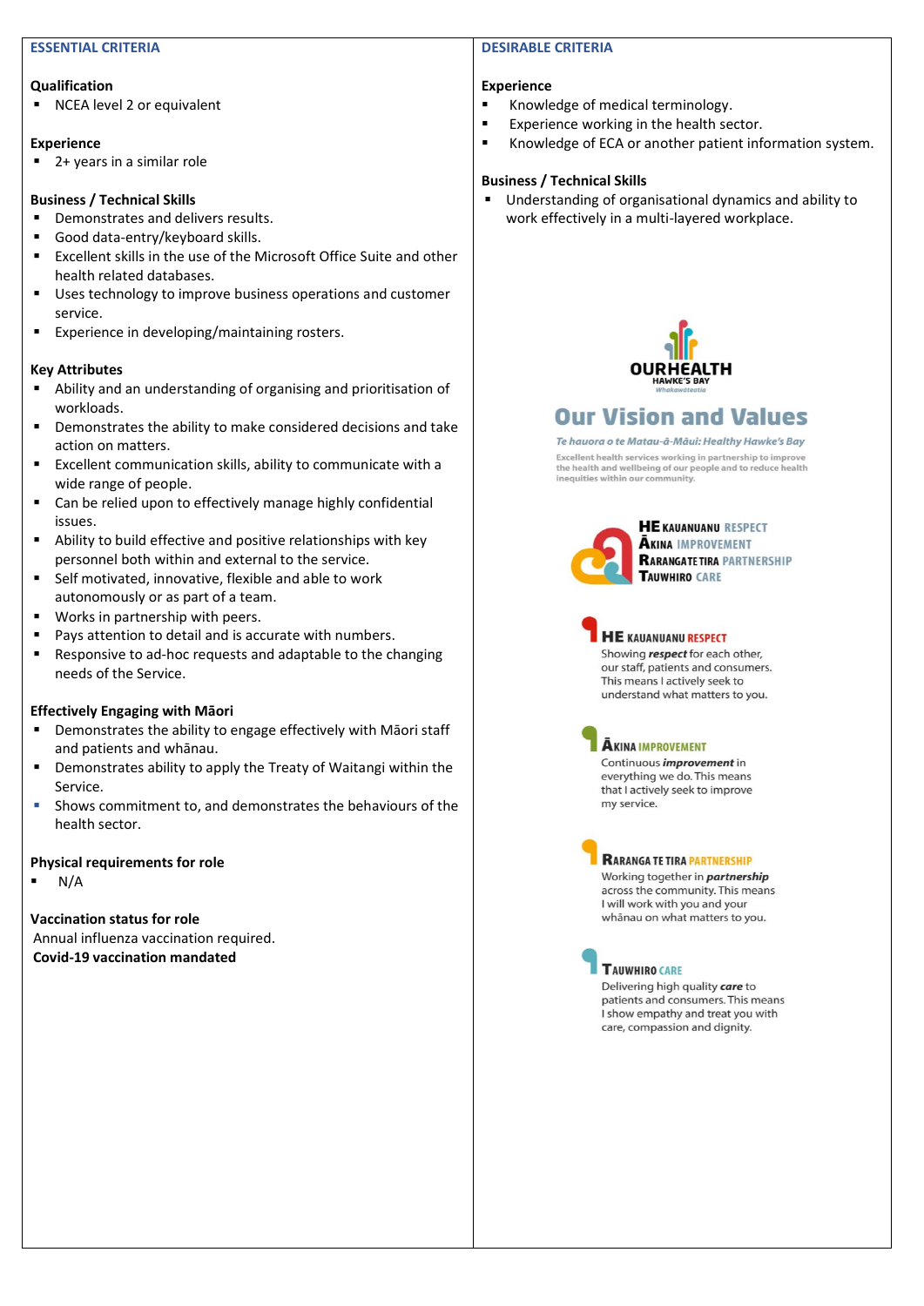## ESSENTIAL CRITERIA

**Qualification**
- NCEA level 2 or equivalent

**Experience**
- 2+ years in a similar role

**Business / Technical Skills**
- Demonstrates and delivers results.
- Good data-entry/keyboard skills.
- Excellent skills in the use of the Microsoft Office Suite and other health related databases.
- Uses technology to improve business operations and customer service.
- Experience in developing/maintaining rosters.

**Key Attributes**
- Ability and an understanding of organising and prioritisation of workloads.
- Demonstrates the ability to make considered decisions and take action on matters.
- Excellent communication skills, ability to communicate with a wide range of people.
- Can be relied upon to effectively manage highly confidential issues.
- Ability to build effective and positive relationships with key personnel both within and external to the service.
- Self motivated, innovative, flexible and able to work autonomously or as part of a team.
- Works in partnership with peers.
- Pays attention to detail and is accurate with numbers.
- Responsive to ad-hoc requests and adaptable to the changing needs of the Service.

**Effectively Engaging with Māori**
- Demonstrates the ability to engage effectively with Māori staff and patients and whānau.
- Demonstrates ability to apply the Treaty of Waitangi within the Service.
- Shows commitment to, and demonstrates the behaviours of the health sector.

**Physical requirements for role**
- N/A

**Vaccination status for role**

Annual influenza vaccination required.

**Covid-19 vaccination mandated**

## DESIRABLE CRITERIA

**Experience**
- Knowledge of medical terminology.
- Experience working in the health sector.
- Knowledge of ECA or another patient information system.

**Business / Technical Skills**
- Understanding of organisational dynamics and ability to work effectively in a multi-layered workplace.

OURHEALTH
HAWKE'S BAY
*Whakawāteatia*

## Our Vision and Values

*Te hauora o te Matau-ā-Māui: Healthy Hawke's Bay*

Excellent health services working in partnership to improve the health and wellbeing of our people and to reduce health inequities within our community.

HE KAUANUANU RESPECT
ĀKINA IMPROVEMENT
RARANGA TE TIRA PARTNERSHIP
TAUWHIRO CARE

**HE KAUANUANU RESPECT**
Showing ***respect*** for each other, our staff, patients and consumers. This means I actively seek to understand what matters to you.

**ĀKINA IMPROVEMENT**
Continuous ***improvement*** in everything we do. This means that I actively seek to improve my service.

**RARANGA TE TIRA PARTNERSHIP**
Working together in ***partnership*** across the community. This means I will work with you and your whānau on what matters to you.

**TAUWHIRO CARE**
Delivering high quality ***care*** to patients and consumers. This means I show empathy and treat you with care, compassion and dignity.